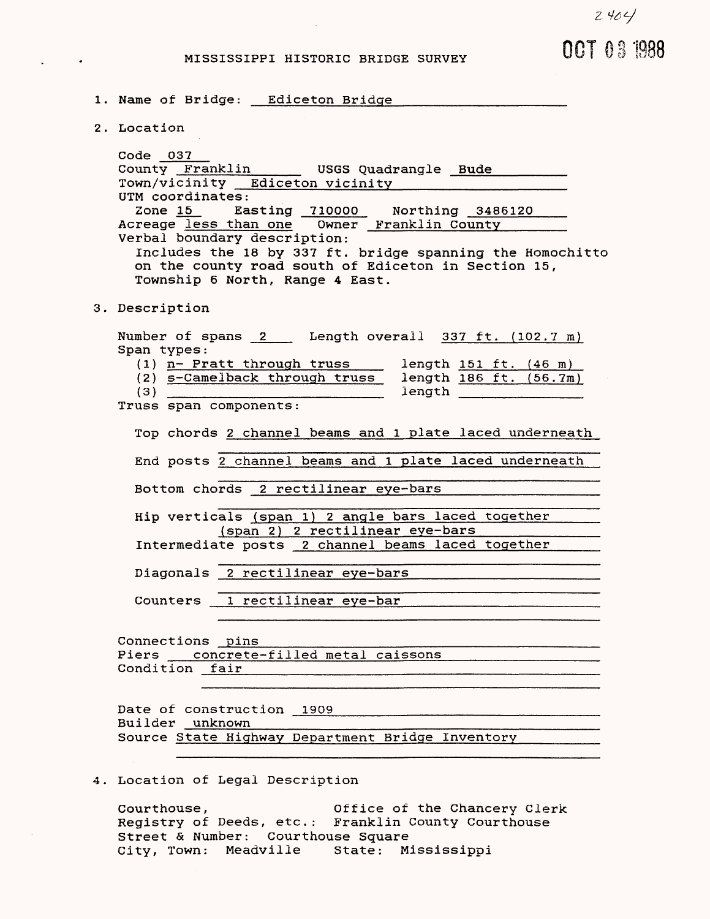2404

OCT 03 1988

# MISSISSIPPI HISTORIC BRIDGE SURVEY

1. Name of Bridge: Ediceton Bridge

2. Location

   Code 037
   County Franklin USGS Quadrangle Bude
   Town/vicinity Ediceton vicinity
   UTM coordinates:
   Zone 15 Easting 710000 Northing 3486120
   Acreage less than one Owner Franklin County
   Verbal boundary description:
   Includes the 18 by 337 ft. bridge spanning the Homochitto on the county road south of Ediceton in Section 15, Township 6 North, Range 4 East.

3. Description

   Number of spans 2 Length overall 337 ft. (102.7 m)
   Span types:
   (1) n- Pratt through truss length 151 ft. (46 m)
   (2) s-Camelback through truss length 186 ft. (56.7m)
   (3) length
   Truss span components:

   Top chords 2 channel beams and 1 plate laced underneath

   End posts 2 channel beams and 1 plate laced underneath

   Bottom chords 2 rectilinear eye-bars

   Hip verticals (span 1) 2 angle bars laced together
   (span 2) 2 rectilinear eye-bars
   Intermediate posts 2 channel beams laced together

   Diagonals 2 rectilinear eye-bars

   Counters 1 rectilinear eye-bar

   Connections pins
   Piers concrete-filled metal caissons
   Condition fair

   Date of construction 1909
   Builder unknown
   Source State Highway Department Bridge Inventory

4. Location of Legal Description

   Courthouse, Office of the Chancery Clerk
   Registry of Deeds, etc.: Franklin County Courthouse
   Street & Number: Courthouse Square
   City, Town: Meadville State: Mississippi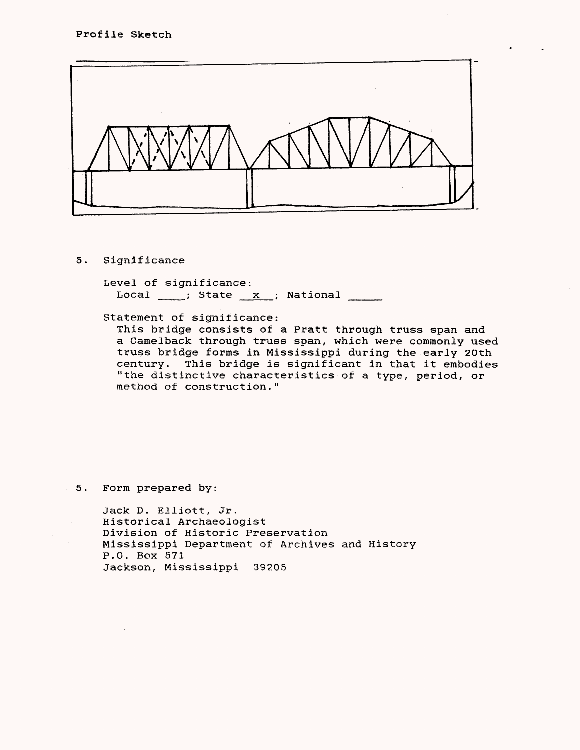Profile Sketch

5. Significance

Level of significance:
Local ____; State __x__; National _____

Statement of significance:
This bridge consists of a Pratt through truss span and a Camelback through truss span, which were commonly used truss bridge forms in Mississippi during the early 20th century. This bridge is significant in that it embodies "the distinctive characteristics of a type, period, or method of construction."

5. Form prepared by:

Jack D. Elliott, Jr.
Historical Archaeologist
Division of Historic Preservation
Mississippi Department of Archives and History
P.O. Box 571
Jackson, Mississippi 39205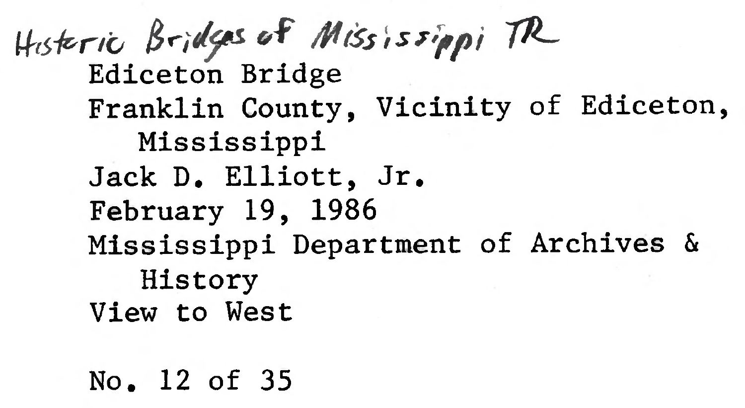Historic Bridges of Mississippi TR

Ediceton Bridge
Franklin County, Vicinity of Ediceton,
Mississippi
Jack D. Elliott, Jr.
February 19, 1986
Mississippi Department of Archives &
History
View to West

No. 12 of 35